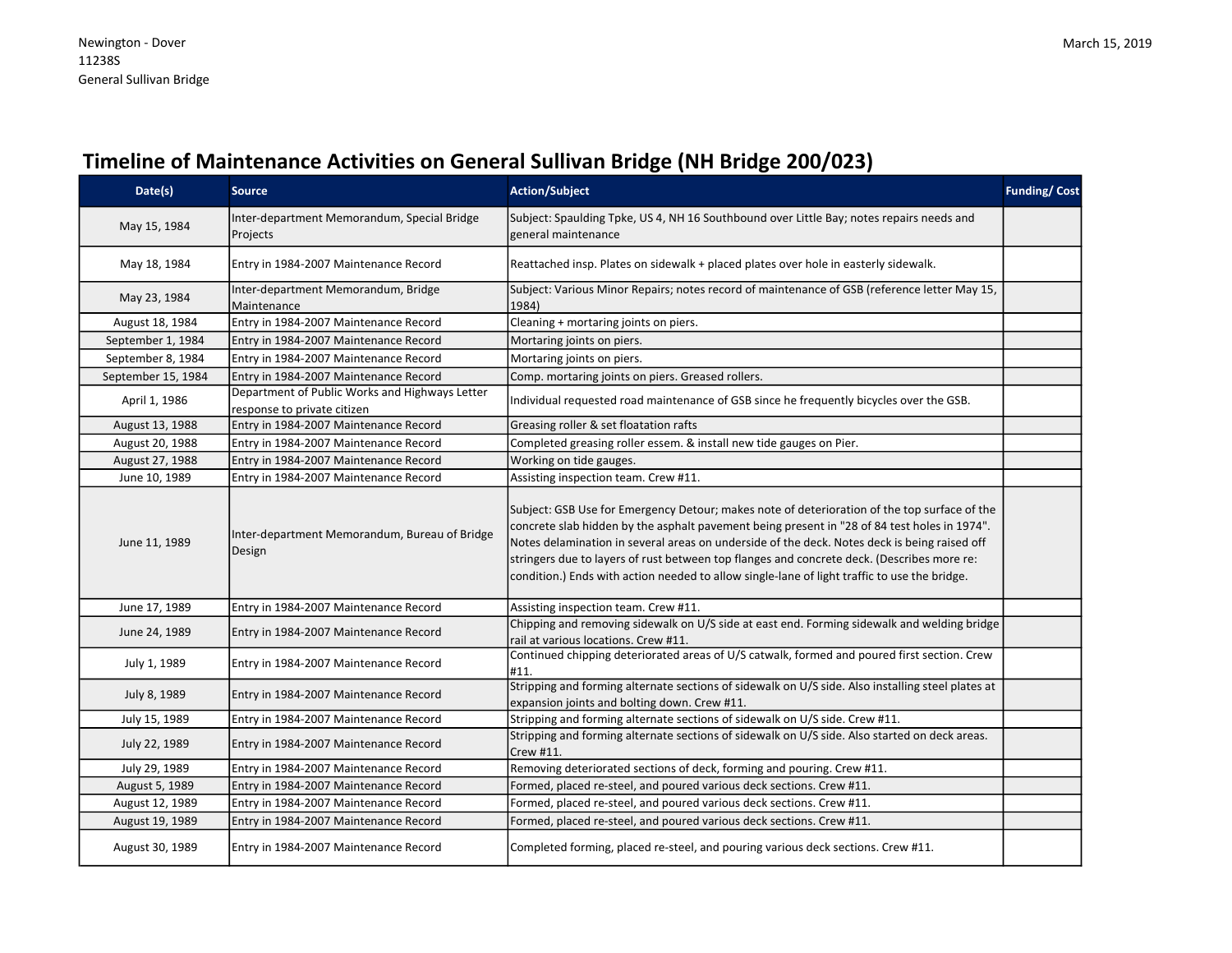Newington - Dover
11238S
General Sullivan Bridge

March 15, 2019

# Timeline of Maintenance Activities on General Sullivan Bridge (NH Bridge 200/023)

| Date(s) | Source | Action/Subject | Funding/ Cost |
|---|---|---|---|
| May 15, 1984 | Inter-department Memorandum, Special Bridge Projects | Subject: Spaulding Tpke, US 4, NH 16 Southbound over Little Bay; notes repairs needs and general maintenance | |
| May 18, 1984 | Entry in 1984-2007 Maintenance Record | Reattached insp. Plates on sidewalk + placed plates over hole in easterly sidewalk. | |
| May 23, 1984 | Inter-department Memorandum, Bridge Maintenance | Subject: Various Minor Repairs; notes record of maintenance of GSB (reference letter May 15, 1984) | |
| August 18, 1984 | Entry in 1984-2007 Maintenance Record | Cleaning + mortaring joints on piers. | |
| September 1, 1984 | Entry in 1984-2007 Maintenance Record | Mortaring joints on piers. | |
| September 8, 1984 | Entry in 1984-2007 Maintenance Record | Mortaring joints on piers. | |
| September 15, 1984 | Entry in 1984-2007 Maintenance Record | Comp. mortaring joints on piers. Greased rollers. | |
| April 1, 1986 | Department of Public Works and Highways Letter response to private citizen | Individual requested road maintenance of GSB since he frequently bicycles over the GSB. | |
| August 13, 1988 | Entry in 1984-2007 Maintenance Record | Greasing roller & set floatation rafts | |
| August 20, 1988 | Entry in 1984-2007 Maintenance Record | Completed greasing roller essem. & install new tide gauges on Pier. | |
| August 27, 1988 | Entry in 1984-2007 Maintenance Record | Working on tide gauges. | |
| June 10, 1989 | Entry in 1984-2007 Maintenance Record | Assisting inspection team. Crew #11. | |
| June 11, 1989 | Inter-department Memorandum, Bureau of Bridge Design | Subject: GSB Use for Emergency Detour; makes note of deterioration of the top surface of the concrete slab hidden by the asphalt pavement being present in "28 of 84 test holes in 1974". Notes delamination in several areas on underside of the deck. Notes deck is being raised off stringers due to layers of rust between top flanges and concrete deck. (Describes more re: condition.) Ends with action needed to allow single-lane of light traffic to use the bridge. | |
| June 17, 1989 | Entry in 1984-2007 Maintenance Record | Assisting inspection team. Crew #11. | |
| June 24, 1989 | Entry in 1984-2007 Maintenance Record | Chipping and removing sidewalk on U/S side at east end. Forming sidewalk and welding bridge rail at various locations. Crew #11. | |
| July 1, 1989 | Entry in 1984-2007 Maintenance Record | Continued chipping deteriorated areas of U/S catwalk, formed and poured first section. Crew #11. | |
| July 8, 1989 | Entry in 1984-2007 Maintenance Record | Stripping and forming alternate sections of sidewalk on U/S side. Also installing steel plates at expansion joints and bolting down. Crew #11. | |
| July 15, 1989 | Entry in 1984-2007 Maintenance Record | Stripping and forming alternate sections of sidewalk on U/S side. Crew #11. | |
| July 22, 1989 | Entry in 1984-2007 Maintenance Record | Stripping and forming alternate sections of sidewalk on U/S side. Also started on deck areas. Crew #11. | |
| July 29, 1989 | Entry in 1984-2007 Maintenance Record | Removing deteriorated sections of deck, forming and pouring. Crew #11. | |
| August 5, 1989 | Entry in 1984-2007 Maintenance Record | Formed, placed re-steel, and poured various deck sections. Crew #11. | |
| August 12, 1989 | Entry in 1984-2007 Maintenance Record | Formed, placed re-steel, and poured various deck sections. Crew #11. | |
| August 19, 1989 | Entry in 1984-2007 Maintenance Record | Formed, placed re-steel, and poured various deck sections. Crew #11. | |
| August 30, 1989 | Entry in 1984-2007 Maintenance Record | Completed forming, placed re-steel, and pouring various deck sections. Crew #11. | |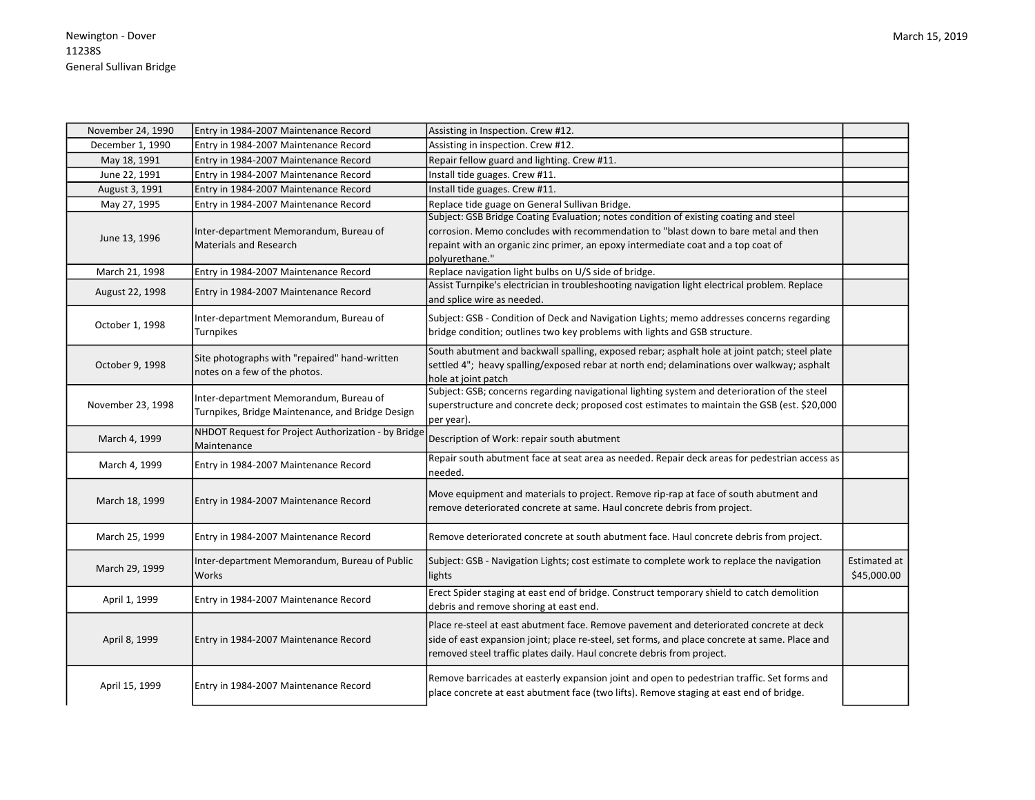| | | | |
|---|---|---|---|
| November 24, 1990 | Entry in 1984-2007 Maintenance Record | Assisting in Inspection. Crew #12. | |
| December 1, 1990 | Entry in 1984-2007 Maintenance Record | Assisting in inspection. Crew #12. | |
| May 18, 1991 | Entry in 1984-2007 Maintenance Record | Repair fellow guard and lighting. Crew #11. | |
| June 22, 1991 | Entry in 1984-2007 Maintenance Record | Install tide guages. Crew #11. | |
| August 3, 1991 | Entry in 1984-2007 Maintenance Record | Install tide guages. Crew #11. | |
| May 27, 1995 | Entry in 1984-2007 Maintenance Record | Replace tide guage on General Sullivan Bridge. | |
| June 13, 1996 | Inter-department Memorandum, Bureau of Materials and Research | Subject: GSB Bridge Coating Evaluation; notes condition of existing coating and steel corrosion. Memo concludes with recommendation to "blast down to bare metal and then repaint with an organic zinc primer, an epoxy intermediate coat and a top coat of polyurethane." | |
| March 21, 1998 | Entry in 1984-2007 Maintenance Record | Replace navigation light bulbs on U/S side of bridge. | |
| August 22, 1998 | Entry in 1984-2007 Maintenance Record | Assist Turnpike's electrician in troubleshooting navigation light electrical problem. Replace and splice wire as needed. | |
| October 1, 1998 | Inter-department Memorandum, Bureau of Turnpikes | Subject: GSB - Condition of Deck and Navigation Lights; memo addresses concerns regarding bridge condition; outlines two key problems with lights and GSB structure. | |
| October 9, 1998 | Site photographs with "repaired" hand-written notes on a few of the photos. | South abutment and backwall spalling, exposed rebar; asphalt hole at joint patch; steel plate settled 4"; heavy spalling/exposed rebar at north end; delaminations over walkway; asphalt hole at joint patch | |
| November 23, 1998 | Inter-department Memorandum, Bureau of Turnpikes, Bridge Maintenance, and Bridge Design | Subject: GSB; concerns regarding navigational lighting system and deterioration of the steel superstructure and concrete deck; proposed cost estimates to maintain the GSB (est. $20,000 per year). | |
| March 4, 1999 | NHDOT Request for Project Authorization - by Bridge Maintenance | Description of Work: repair south abutment | |
| March 4, 1999 | Entry in 1984-2007 Maintenance Record | Repair south abutment face at seat area as needed. Repair deck areas for pedestrian access as needed. | |
| March 18, 1999 | Entry in 1984-2007 Maintenance Record | Move equipment and materials to project. Remove rip-rap at face of south abutment and remove deteriorated concrete at same. Haul concrete debris from project. | |
| March 25, 1999 | Entry in 1984-2007 Maintenance Record | Remove deteriorated concrete at south abutment face. Haul concrete debris from project. | |
| March 29, 1999 | Inter-department Memorandum, Bureau of Public Works | Subject: GSB - Navigation Lights; cost estimate to complete work to replace the navigation lights | Estimated at $45,000.00 |
| April 1, 1999 | Entry in 1984-2007 Maintenance Record | Erect Spider staging at east end of bridge. Construct temporary shield to catch demolition debris and remove shoring at east end. | |
| April 8, 1999 | Entry in 1984-2007 Maintenance Record | Place re-steel at east abutment face. Remove pavement and deteriorated concrete at deck side of east expansion joint; place re-steel, set forms, and place concrete at same. Place and removed steel traffic plates daily. Haul concrete debris from project. | |
| April 15, 1999 | Entry in 1984-2007 Maintenance Record | Remove barricades at easterly expansion joint and open to pedestrian traffic. Set forms and place concrete at east abutment face (two lifts). Remove staging at east end of bridge. | |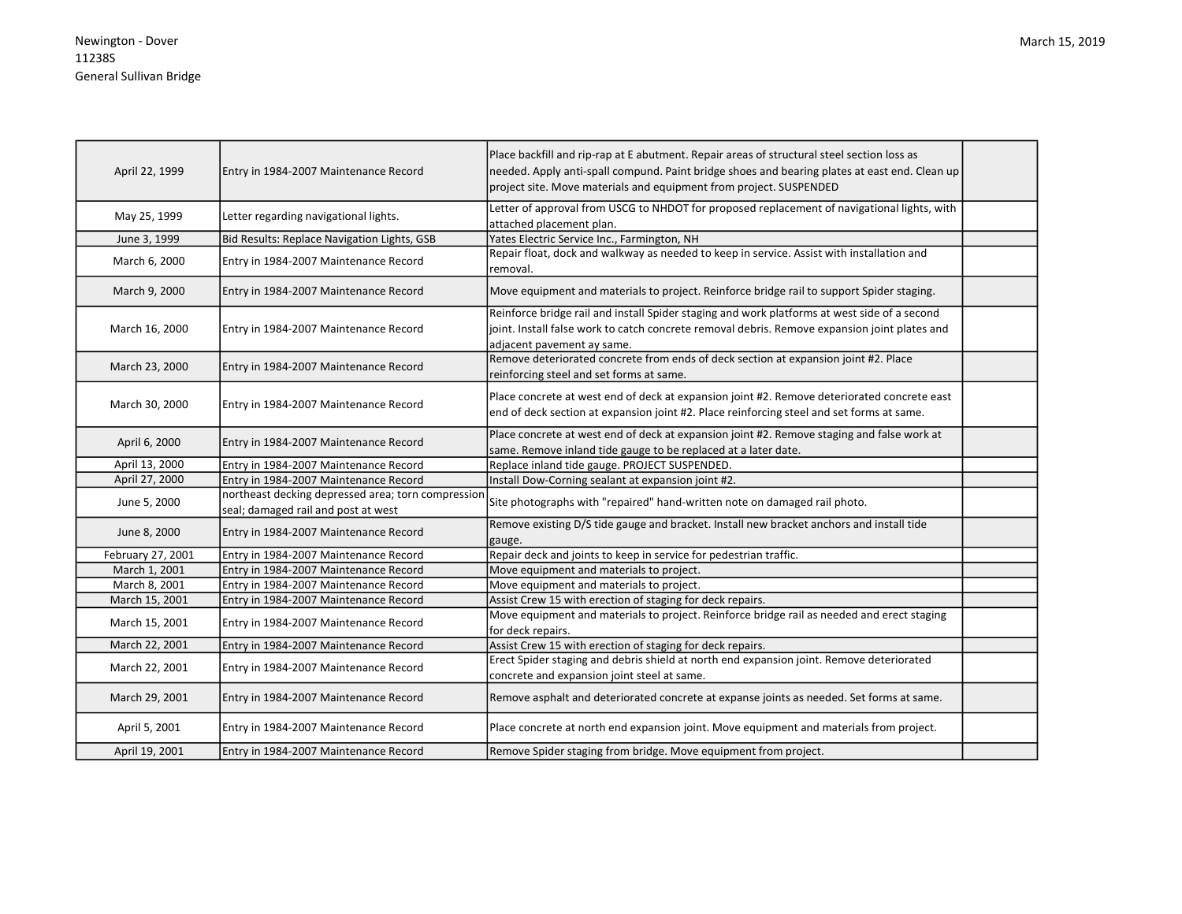Newington - Dover
11238S
General Sullivan Bridge

March 15, 2019

| | | | |
|---|---|---|---|
| April 22, 1999 | Entry in 1984-2007 Maintenance Record | Place backfill and rip-rap at E abutment. Repair areas of structural steel section loss as needed. Apply anti-spall compund. Paint bridge shoes and bearing plates at east end. Clean up project site. Move materials and equipment from project. SUSPENDED | |
| May 25, 1999 | Letter regarding navigational lights. | Letter of approval from USCG to NHDOT for proposed replacement of navigational lights, with attached placement plan. | |
| June 3, 1999 | Bid Results: Replace Navigation Lights, GSB | Yates Electric Service Inc., Farmington, NH | |
| March 6, 2000 | Entry in 1984-2007 Maintenance Record | Repair float, dock and walkway as needed to keep in service. Assist with installation and removal. | |
| March 9, 2000 | Entry in 1984-2007 Maintenance Record | Move equipment and materials to project. Reinforce bridge rail to support Spider staging. | |
| March 16, 2000 | Entry in 1984-2007 Maintenance Record | Reinforce bridge rail and install Spider staging and work platforms at west side of a second joint. Install false work to catch concrete removal debris. Remove expansion joint plates and adjacent pavement ay same. | |
| March 23, 2000 | Entry in 1984-2007 Maintenance Record | Remove deteriorated concrete from ends of deck section at expansion joint #2. Place reinforcing steel and set forms at same. | |
| March 30, 2000 | Entry in 1984-2007 Maintenance Record | Place concrete at west end of deck at expansion joint #2. Remove deteriorated concrete east end of deck section at expansion joint #2. Place reinforcing steel and set forms at same. | |
| April 6, 2000 | Entry in 1984-2007 Maintenance Record | Place concrete at west end of deck at expansion joint #2. Remove staging and false work at same. Remove inland tide gauge to be replaced at a later date. | |
| April 13, 2000 | Entry in 1984-2007 Maintenance Record | Replace inland tide gauge. PROJECT SUSPENDED. | |
| April 27, 2000 | Entry in 1984-2007 Maintenance Record | Install Dow-Corning sealant at expansion joint #2. | |
| June 5, 2000 | northeast decking depressed area; torn compression seal; damaged rail and post at west | Site photographs with "repaired" hand-written note on damaged rail photo. | |
| June 8, 2000 | Entry in 1984-2007 Maintenance Record | Remove existing D/S tide gauge and bracket. Install new bracket anchors and install tide gauge. | |
| February 27, 2001 | Entry in 1984-2007 Maintenance Record | Repair deck and joints to keep in service for pedestrian traffic. | |
| March 1, 2001 | Entry in 1984-2007 Maintenance Record | Move equipment and materials to project. | |
| March 8, 2001 | Entry in 1984-2007 Maintenance Record | Move equipment and materials to project. | |
| March 15, 2001 | Entry in 1984-2007 Maintenance Record | Assist Crew 15 with erection of staging for deck repairs. | |
| March 15, 2001 | Entry in 1984-2007 Maintenance Record | Move equipment and materials to project. Reinforce bridge rail as needed and erect staging for deck repairs. | |
| March 22, 2001 | Entry in 1984-2007 Maintenance Record | Assist Crew 15 with erection of staging for deck repairs. | |
| March 22, 2001 | Entry in 1984-2007 Maintenance Record | Erect Spider staging and debris shield at north end expansion joint. Remove deteriorated concrete and expansion joint steel at same. | |
| March 29, 2001 | Entry in 1984-2007 Maintenance Record | Remove asphalt and deteriorated concrete at expanse joints as needed. Set forms at same. | |
| April 5, 2001 | Entry in 1984-2007 Maintenance Record | Place concrete at north end expansion joint. Move equipment and materials from project. | |
| April 19, 2001 | Entry in 1984-2007 Maintenance Record | Remove Spider staging from bridge. Move equipment from project. | |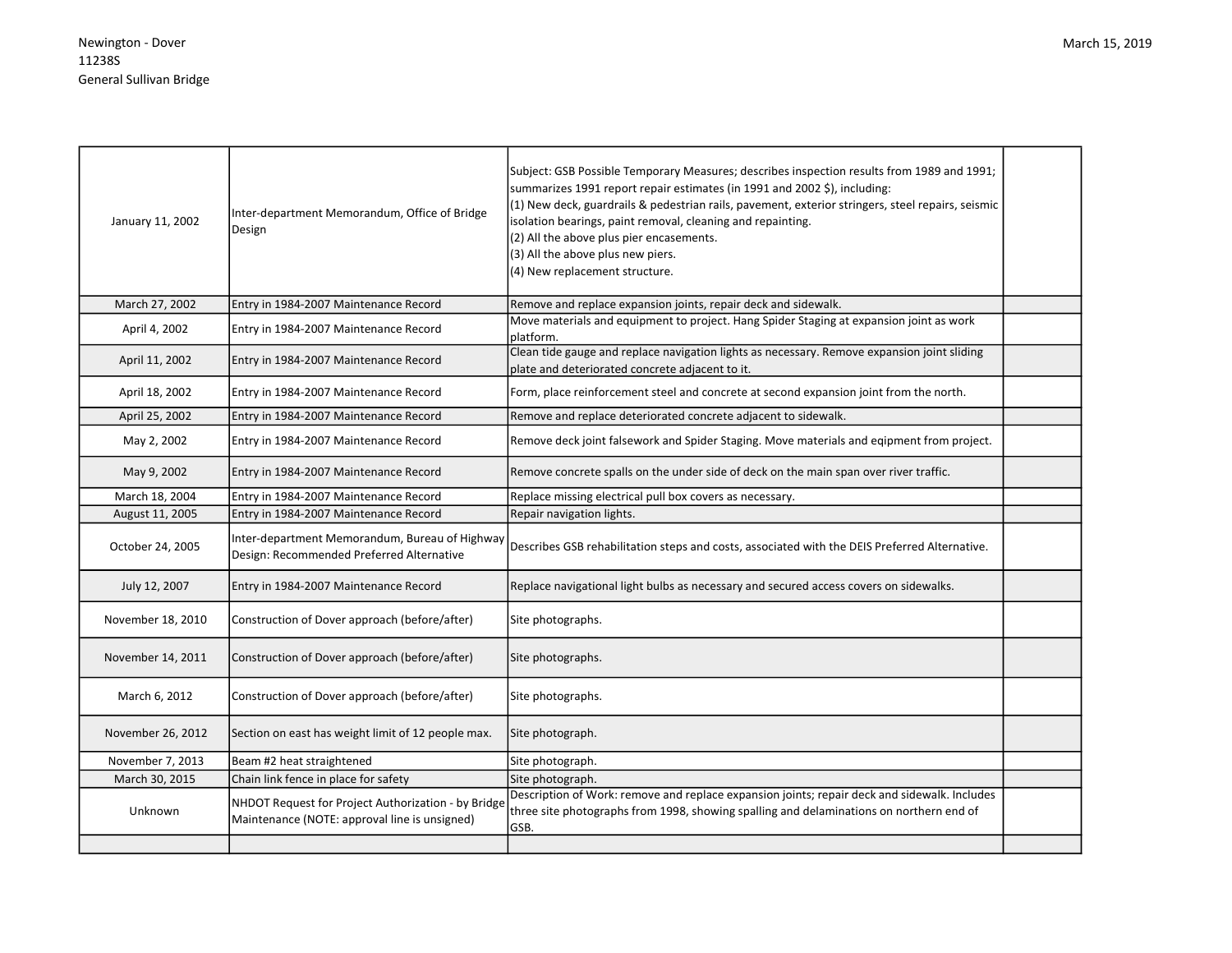Newington - Dover
11238S
General Sullivan Bridge

March 15, 2019

| | | | |
|---|---|---|---|
| January 11, 2002 | Inter-department Memorandum, Office of Bridge Design | Subject: GSB Possible Temporary Measures; describes inspection results from 1989 and 1991; summarizes 1991 report repair estimates (in 1991 and 2002 $), including:<br>(1) New deck, guardrails & pedestrian rails, pavement, exterior stringers, steel repairs, seismic isolation bearings, paint removal, cleaning and repainting.<br>(2) All the above plus pier encasements.<br>(3) All the above plus new piers.<br>(4) New replacement structure. | |
| March 27, 2002 | Entry in 1984-2007 Maintenance Record | Remove and replace expansion joints, repair deck and sidewalk. | |
| April 4, 2002 | Entry in 1984-2007 Maintenance Record | Move materials and equipment to project. Hang Spider Staging at expansion joint as work platform. | |
| April 11, 2002 | Entry in 1984-2007 Maintenance Record | Clean tide gauge and replace navigation lights as necessary. Remove expansion joint sliding plate and deteriorated concrete adjacent to it. | |
| April 18, 2002 | Entry in 1984-2007 Maintenance Record | Form, place reinforcement steel and concrete at second expansion joint from the north. | |
| April 25, 2002 | Entry in 1984-2007 Maintenance Record | Remove and replace deteriorated concrete adjacent to sidewalk. | |
| May 2, 2002 | Entry in 1984-2007 Maintenance Record | Remove deck joint falsework and Spider Staging. Move materials and eqipment from project. | |
| May 9, 2002 | Entry in 1984-2007 Maintenance Record | Remove concrete spalls on the under side of deck on the main span over river traffic. | |
| March 18, 2004 | Entry in 1984-2007 Maintenance Record | Replace missing electrical pull box covers as necessary. | |
| August 11, 2005 | Entry in 1984-2007 Maintenance Record | Repair navigation lights. | |
| October 24, 2005 | Inter-department Memorandum, Bureau of Highway Design: Recommended Preferred Alternative | Describes GSB rehabilitation steps and costs, associated with the DEIS Preferred Alternative. | |
| July 12, 2007 | Entry in 1984-2007 Maintenance Record | Replace navigational light bulbs as necessary and secured access covers on sidewalks. | |
| November 18, 2010 | Construction of Dover approach (before/after) | Site photographs. | |
| November 14, 2011 | Construction of Dover approach (before/after) | Site photographs. | |
| March 6, 2012 | Construction of Dover approach (before/after) | Site photographs. | |
| November 26, 2012 | Section on east has weight limit of 12 people max. | Site photograph. | |
| November 7, 2013 | Beam #2 heat straightened | Site photograph. | |
| March 30, 2015 | Chain link fence in place for safety | Site photograph. | |
| Unknown | NHDOT Request for Project Authorization - by Bridge Maintenance (NOTE: approval line is unsigned) | Description of Work: remove and replace expansion joints; repair deck and sidewalk. Includes three site photographs from 1998, showing spalling and delaminations on northern end of GSB. | |
| | | | |